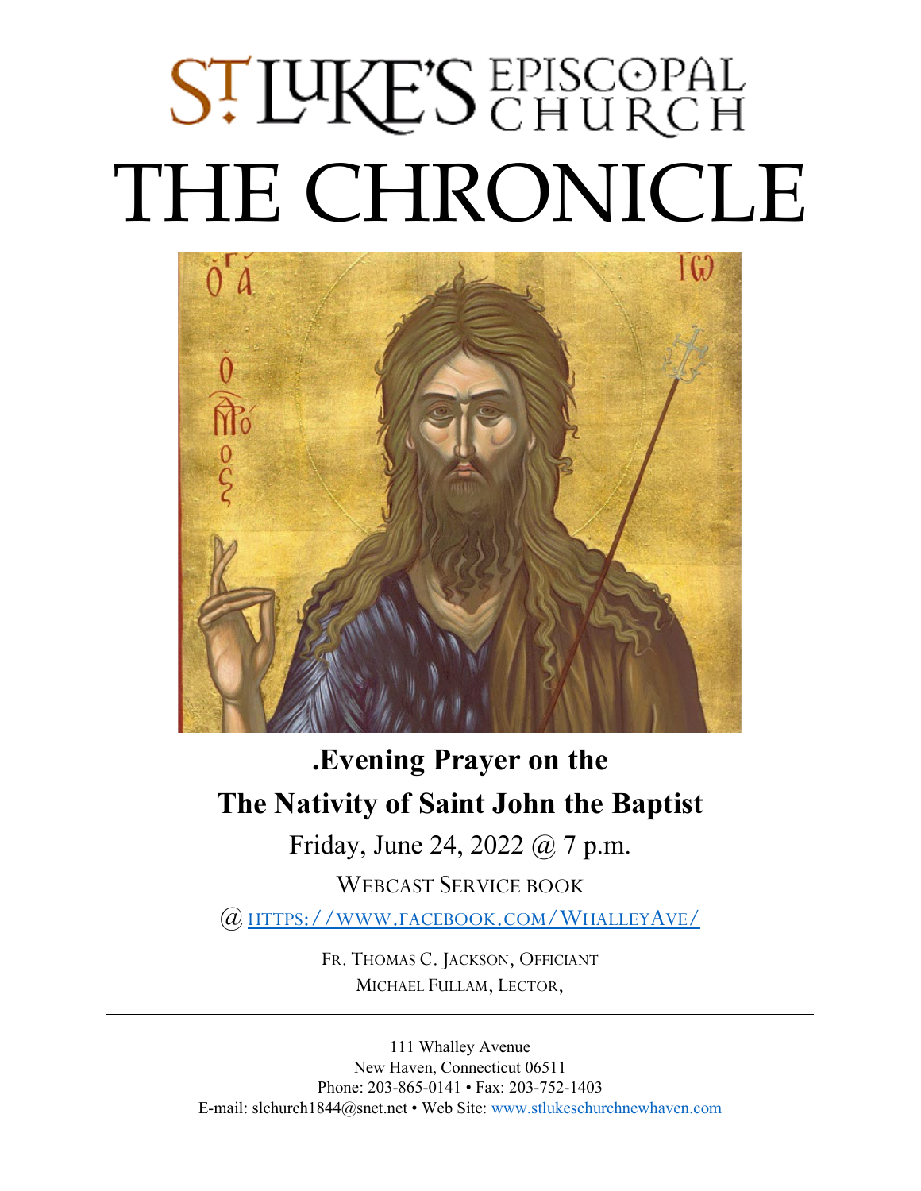# ST LUKE'S EPISCOPAL CHURCH

# THE CHRONICLE

**.Evening Prayer on the**

**The Nativity of Saint John the Baptist**

Friday, June 24, 2022 @ 7 p.m.

WEBCAST SERVICE BOOK

@ HTTPS://WWW.FACEBOOK.COM/WHALLEYAVE/

FR. THOMAS C. JACKSON, OFFICIANT
MICHAEL FULLAM, LECTOR,

---

111 Whalley Avenue
New Haven, Connecticut 06511
Phone: 203-865-0141 • Fax: 203-752-1403
E-mail: slchurch1844@snet.net • Web Site: www.stlukeschurchnewhaven.com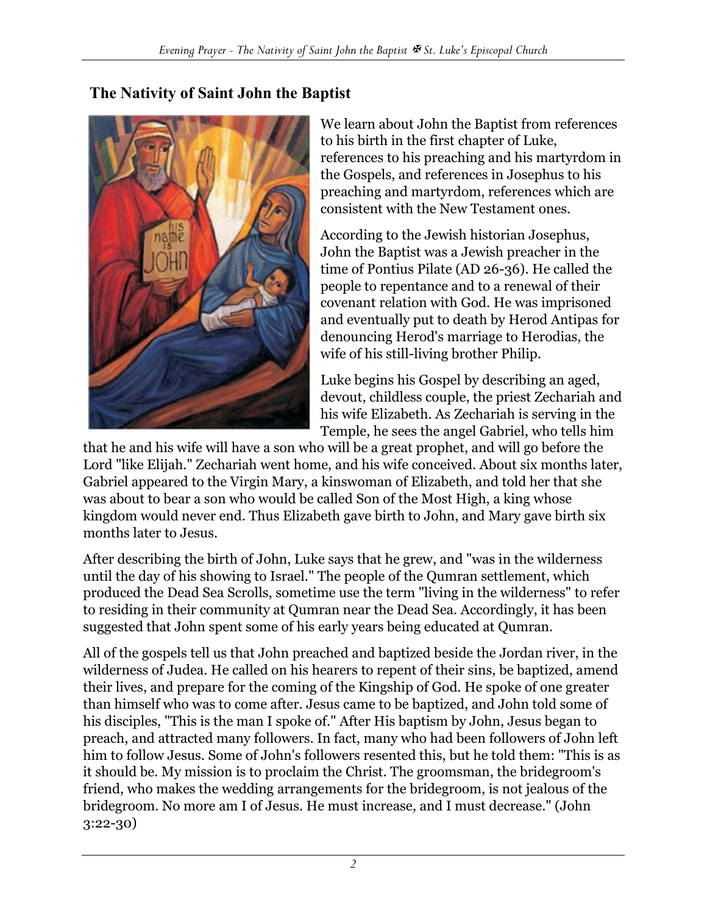## The Nativity of Saint John the Baptist

We learn about John the Baptist from references to his birth in the first chapter of Luke, references to his preaching and his martyrdom in the Gospels, and references in Josephus to his preaching and martyrdom, references which are consistent with the New Testament ones.

According to the Jewish historian Josephus, John the Baptist was a Jewish preacher in the time of Pontius Pilate (AD 26-36). He called the people to repentance and to a renewal of their covenant relation with God. He was imprisoned and eventually put to death by Herod Antipas for denouncing Herod's marriage to Herodias, the wife of his still-living brother Philip.

Luke begins his Gospel by describing an aged, devout, childless couple, the priest Zechariah and his wife Elizabeth. As Zechariah is serving in the Temple, he sees the angel Gabriel, who tells him that he and his wife will have a son who will be a great prophet, and will go before the Lord "like Elijah." Zechariah went home, and his wife conceived. About six months later, Gabriel appeared to the Virgin Mary, a kinswoman of Elizabeth, and told her that she was about to bear a son who would be called Son of the Most High, a king whose kingdom would never end. Thus Elizabeth gave birth to John, and Mary gave birth six months later to Jesus.

After describing the birth of John, Luke says that he grew, and "was in the wilderness until the day of his showing to Israel." The people of the Qumran settlement, which produced the Dead Sea Scrolls, sometime use the term "living in the wilderness" to refer to residing in their community at Qumran near the Dead Sea. Accordingly, it has been suggested that John spent some of his early years being educated at Qumran.

All of the gospels tell us that John preached and baptized beside the Jordan river, in the wilderness of Judea. He called on his hearers to repent of their sins, be baptized, amend their lives, and prepare for the coming of the Kingship of God. He spoke of one greater than himself who was to come after. Jesus came to be baptized, and John told some of his disciples, "This is the man I spoke of." After His baptism by John, Jesus began to preach, and attracted many followers. In fact, many who had been followers of John left him to follow Jesus. Some of John's followers resented this, but he told them: "This is as it should be. My mission is to proclaim the Christ. The groomsman, the bridegroom's friend, who makes the wedding arrangements for the bridegroom, is not jealous of the bridegroom. No more am I of Jesus. He must increase, and I must decrease." (John 3:22-30)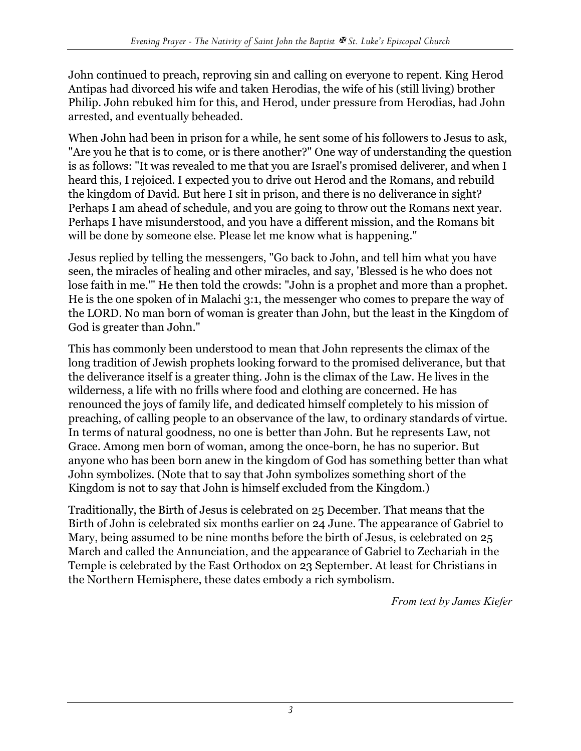John continued to preach, reproving sin and calling on everyone to repent. King Herod Antipas had divorced his wife and taken Herodias, the wife of his (still living) brother Philip. John rebuked him for this, and Herod, under pressure from Herodias, had John arrested, and eventually beheaded.

When John had been in prison for a while, he sent some of his followers to Jesus to ask, "Are you he that is to come, or is there another?" One way of understanding the question is as follows: "It was revealed to me that you are Israel's promised deliverer, and when I heard this, I rejoiced. I expected you to drive out Herod and the Romans, and rebuild the kingdom of David. But here I sit in prison, and there is no deliverance in sight? Perhaps I am ahead of schedule, and you are going to throw out the Romans next year. Perhaps I have misunderstood, and you have a different mission, and the Romans bit will be done by someone else. Please let me know what is happening."

Jesus replied by telling the messengers, "Go back to John, and tell him what you have seen, the miracles of healing and other miracles, and say, 'Blessed is he who does not lose faith in me.'" He then told the crowds: "John is a prophet and more than a prophet. He is the one spoken of in Malachi 3:1, the messenger who comes to prepare the way of the LORD. No man born of woman is greater than John, but the least in the Kingdom of God is greater than John."

This has commonly been understood to mean that John represents the climax of the long tradition of Jewish prophets looking forward to the promised deliverance, but that the deliverance itself is a greater thing. John is the climax of the Law. He lives in the wilderness, a life with no frills where food and clothing are concerned. He has renounced the joys of family life, and dedicated himself completely to his mission of preaching, of calling people to an observance of the law, to ordinary standards of virtue. In terms of natural goodness, no one is better than John. But he represents Law, not Grace. Among men born of woman, among the once-born, he has no superior. But anyone who has been born anew in the kingdom of God has something better than what John symbolizes. (Note that to say that John symbolizes something short of the Kingdom is not to say that John is himself excluded from the Kingdom.)

Traditionally, the Birth of Jesus is celebrated on 25 December. That means that the Birth of John is celebrated six months earlier on 24 June. The appearance of Gabriel to Mary, being assumed to be nine months before the birth of Jesus, is celebrated on 25 March and called the Annunciation, and the appearance of Gabriel to Zechariah in the Temple is celebrated by the East Orthodox on 23 September. At least for Christians in the Northern Hemisphere, these dates embody a rich symbolism.

*From text by James Kiefer*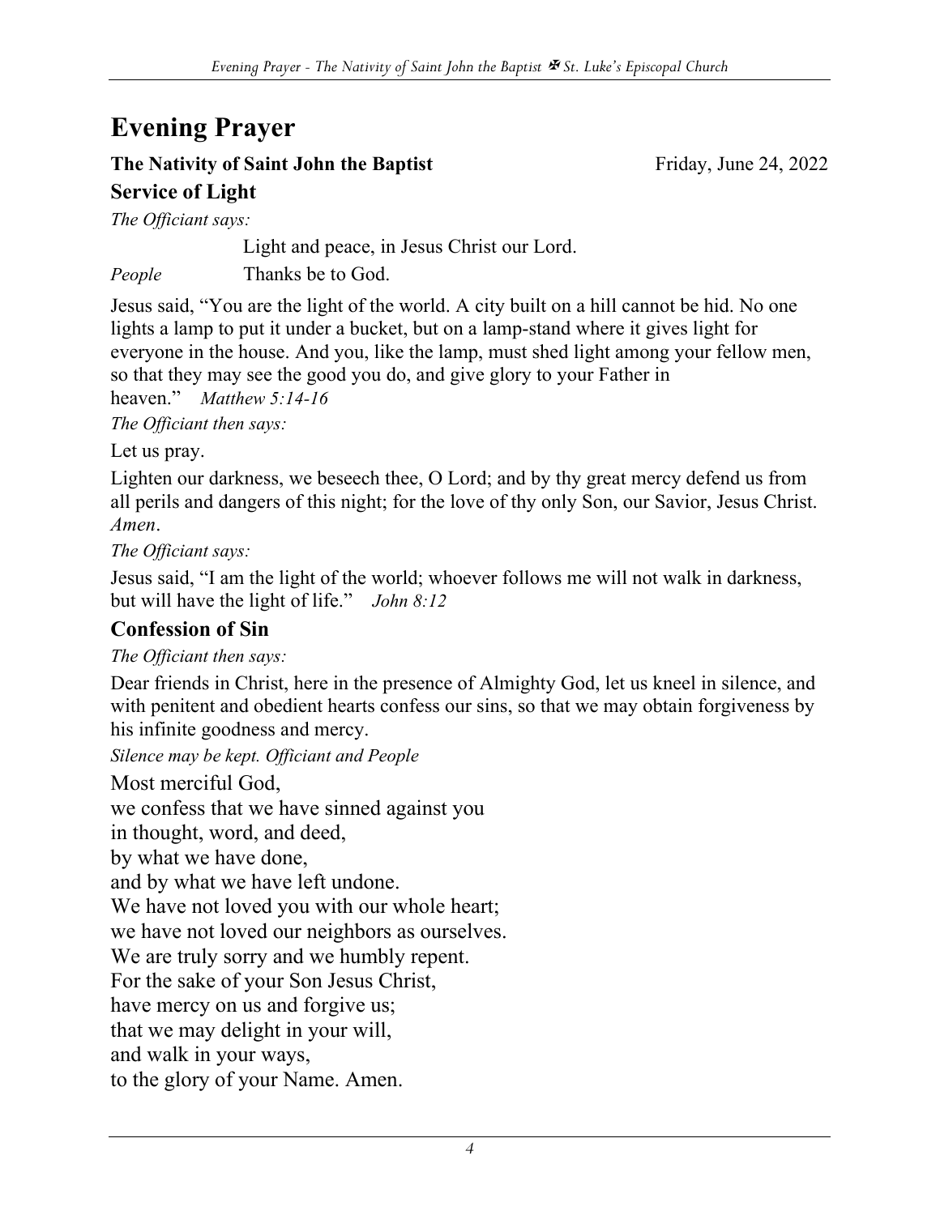# Evening Prayer

**The Nativity of Saint John the Baptist** Friday, June 24, 2022

## Service of Light

*The Officiant says:*

Light and peace, in Jesus Christ our Lord.

*People* Thanks be to God.

Jesus said, "You are the light of the world. A city built on a hill cannot be hid. No one lights a lamp to put it under a bucket, but on a lamp-stand where it gives light for everyone in the house. And you, like the lamp, must shed light among your fellow men, so that they may see the good you do, and give glory to your Father in heaven." *Matthew 5:14-16*

*The Officiant then says:*

Let us pray.

Lighten our darkness, we beseech thee, O Lord; and by thy great mercy defend us from all perils and dangers of this night; for the love of thy only Son, our Savior, Jesus Christ. *Amen*.

*The Officiant says:*

Jesus said, "I am the light of the world; whoever follows me will not walk in darkness, but will have the light of life." *John 8:12*

## Confession of Sin

*The Officiant then says:*

Dear friends in Christ, here in the presence of Almighty God, let us kneel in silence, and with penitent and obedient hearts confess our sins, so that we may obtain forgiveness by his infinite goodness and mercy.

*Silence may be kept. Officiant and People*

Most merciful God,
we confess that we have sinned against you
in thought, word, and deed,
by what we have done,
and by what we have left undone.
We have not loved you with our whole heart;
we have not loved our neighbors as ourselves.
We are truly sorry and we humbly repent.
For the sake of your Son Jesus Christ,
have mercy on us and forgive us;
that we may delight in your will,
and walk in your ways,
to the glory of your Name. Amen.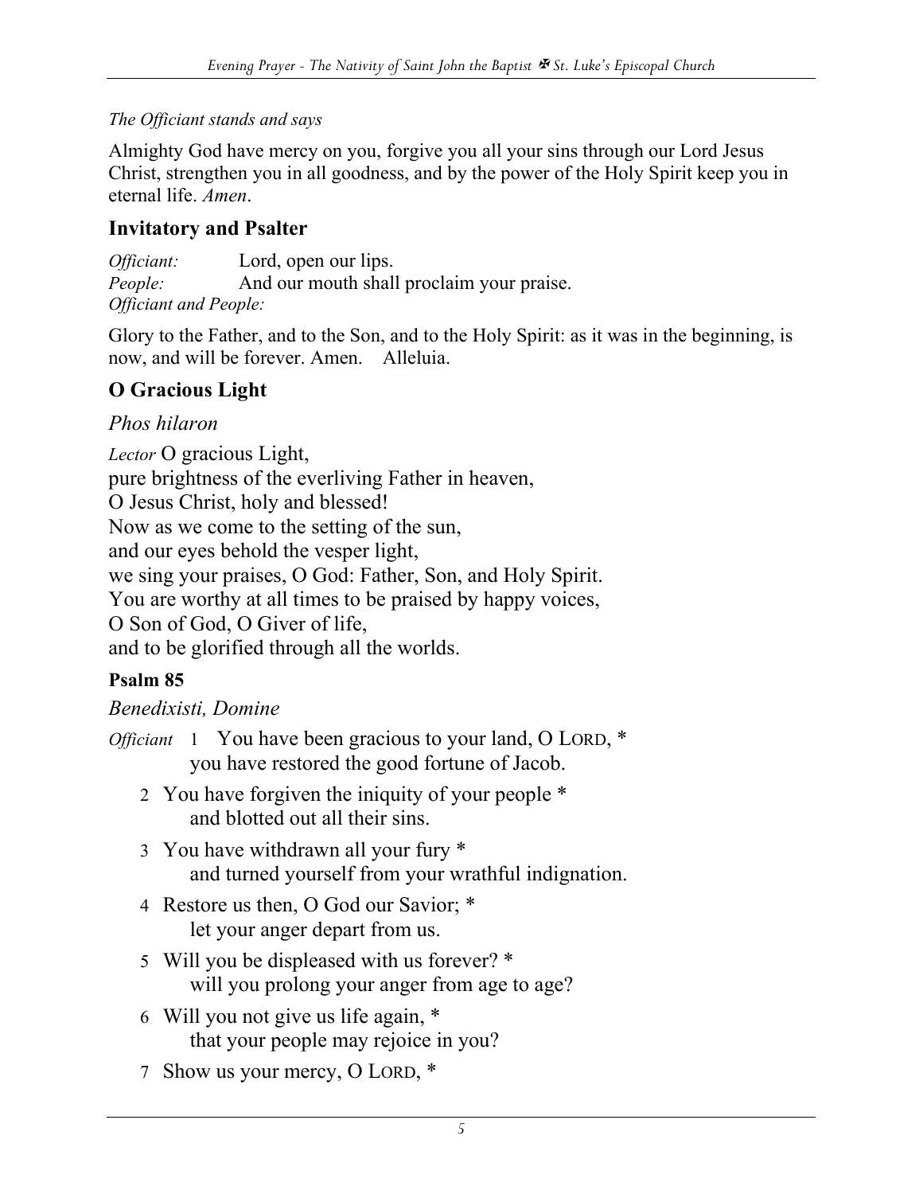*The Officiant stands and says*

Almighty God have mercy on you, forgive you all your sins through our Lord Jesus Christ, strengthen you in all goodness, and by the power of the Holy Spirit keep you in eternal life. *Amen*.

## Invitatory and Psalter

*Officiant:* Lord, open our lips.
*People:* And our mouth shall proclaim your praise.
*Officiant and People:*

Glory to the Father, and to the Son, and to the Holy Spirit: as it was in the beginning, is now, and will be forever. Amen. Alleluia.

## O Gracious Light

*Phos hilaron*

*Lector* O gracious Light,
pure brightness of the everliving Father in heaven,
O Jesus Christ, holy and blessed!
Now as we come to the setting of the sun,
and our eyes behold the vesper light,
we sing your praises, O God: Father, Son, and Holy Spirit.
You are worthy at all times to be praised by happy voices,
O Son of God, O Giver of life,
and to be glorified through all the worlds.

### Psalm 85

*Benedixisti, Domine*

*Officiant* 1 You have been gracious to your land, O LORD, *
you have restored the good fortune of Jacob.

2 You have forgiven the iniquity of your people *
and blotted out all their sins.

3 You have withdrawn all your fury *
and turned yourself from your wrathful indignation.

4 Restore us then, O God our Savior; *
let your anger depart from us.

5 Will you be displeased with us forever? *
will you prolong your anger from age to age?

6 Will you not give us life again, *
that your people may rejoice in you?

7 Show us your mercy, O LORD, *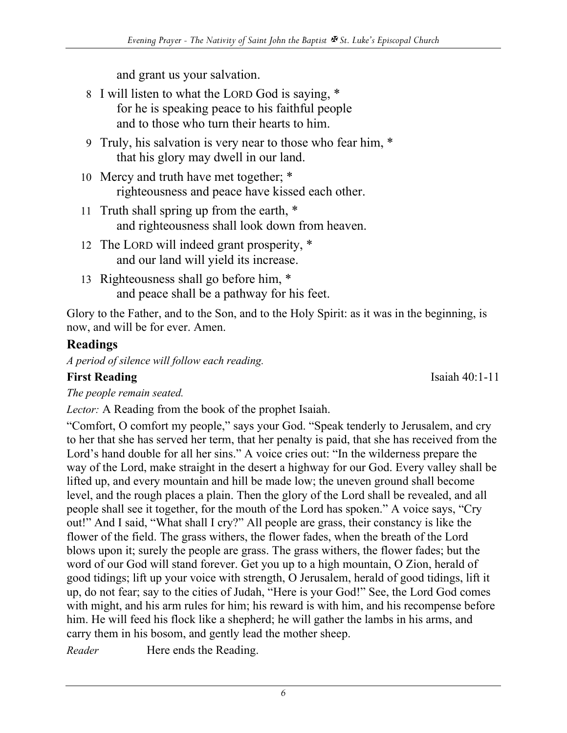and grant us your salvation.

8 I will listen to what the LORD God is saying, *
  for he is speaking peace to his faithful people
  and to those who turn their hearts to him.

9 Truly, his salvation is very near to those who fear him, *
  that his glory may dwell in our land.

10 Mercy and truth have met together; *
  righteousness and peace have kissed each other.

11 Truth shall spring up from the earth, *
  and righteousness shall look down from heaven.

12 The LORD will indeed grant prosperity, *
  and our land will yield its increase.

13 Righteousness shall go before him, *
  and peace shall be a pathway for his feet.

Glory to the Father, and to the Son, and to the Holy Spirit: as it was in the beginning, is now, and will be for ever. Amen.

## Readings

*A period of silence will follow each reading.*

**First Reading** Isaiah 40:1-11

*The people remain seated.*

*Lector:* A Reading from the book of the prophet Isaiah.

"Comfort, O comfort my people," says your God. "Speak tenderly to Jerusalem, and cry to her that she has served her term, that her penalty is paid, that she has received from the Lord's hand double for all her sins." A voice cries out: "In the wilderness prepare the way of the Lord, make straight in the desert a highway for our God. Every valley shall be lifted up, and every mountain and hill be made low; the uneven ground shall become level, and the rough places a plain. Then the glory of the Lord shall be revealed, and all people shall see it together, for the mouth of the Lord has spoken." A voice says, "Cry out!" And I said, "What shall I cry?" All people are grass, their constancy is like the flower of the field. The grass withers, the flower fades, when the breath of the Lord blows upon it; surely the people are grass. The grass withers, the flower fades; but the word of our God will stand forever. Get you up to a high mountain, O Zion, herald of good tidings; lift up your voice with strength, O Jerusalem, herald of good tidings, lift it up, do not fear; say to the cities of Judah, "Here is your God!" See, the Lord God comes with might, and his arm rules for him; his reward is with him, and his recompense before him. He will feed his flock like a shepherd; he will gather the lambs in his arms, and carry them in his bosom, and gently lead the mother sheep.

*Reader* Here ends the Reading.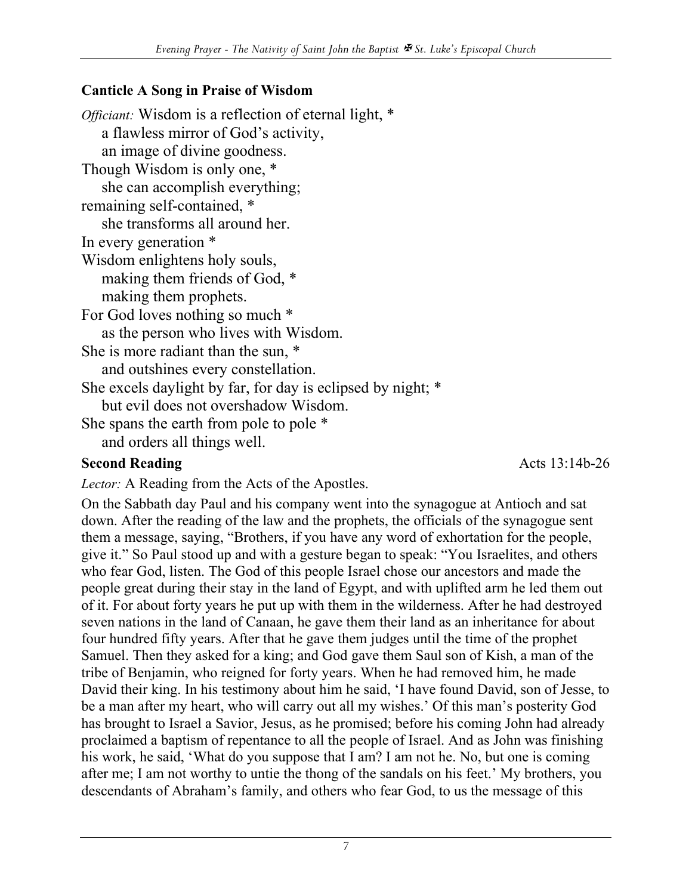**Canticle A Song in Praise of Wisdom**

*Officiant:* Wisdom is a reflection of eternal light, *
 a flawless mirror of God's activity,
 an image of divine goodness.
Though Wisdom is only one, *
 she can accomplish everything;
remaining self-contained, *
 she transforms all around her.
In every generation *
Wisdom enlightens holy souls,
 making them friends of God, *
 making them prophets.
For God loves nothing so much *
 as the person who lives with Wisdom.
She is more radiant than the sun, *
 and outshines every constellation.
She excels daylight by far, for day is eclipsed by night; *
 but evil does not overshadow Wisdom.
She spans the earth from pole to pole *
 and orders all things well.

**Second Reading** Acts 13:14b-26

*Lector:* A Reading from the Acts of the Apostles.

On the Sabbath day Paul and his company went into the synagogue at Antioch and sat down. After the reading of the law and the prophets, the officials of the synagogue sent them a message, saying, "Brothers, if you have any word of exhortation for the people, give it." So Paul stood up and with a gesture began to speak: "You Israelites, and others who fear God, listen. The God of this people Israel chose our ancestors and made the people great during their stay in the land of Egypt, and with uplifted arm he led them out of it. For about forty years he put up with them in the wilderness. After he had destroyed seven nations in the land of Canaan, he gave them their land as an inheritance for about four hundred fifty years. After that he gave them judges until the time of the prophet Samuel. Then they asked for a king; and God gave them Saul son of Kish, a man of the tribe of Benjamin, who reigned for forty years. When he had removed him, he made David their king. In his testimony about him he said, 'I have found David, son of Jesse, to be a man after my heart, who will carry out all my wishes.' Of this man's posterity God has brought to Israel a Savior, Jesus, as he promised; before his coming John had already proclaimed a baptism of repentance to all the people of Israel. And as John was finishing his work, he said, 'What do you suppose that I am? I am not he. No, but one is coming after me; I am not worthy to untie the thong of the sandals on his feet.' My brothers, you descendants of Abraham's family, and others who fear God, to us the message of this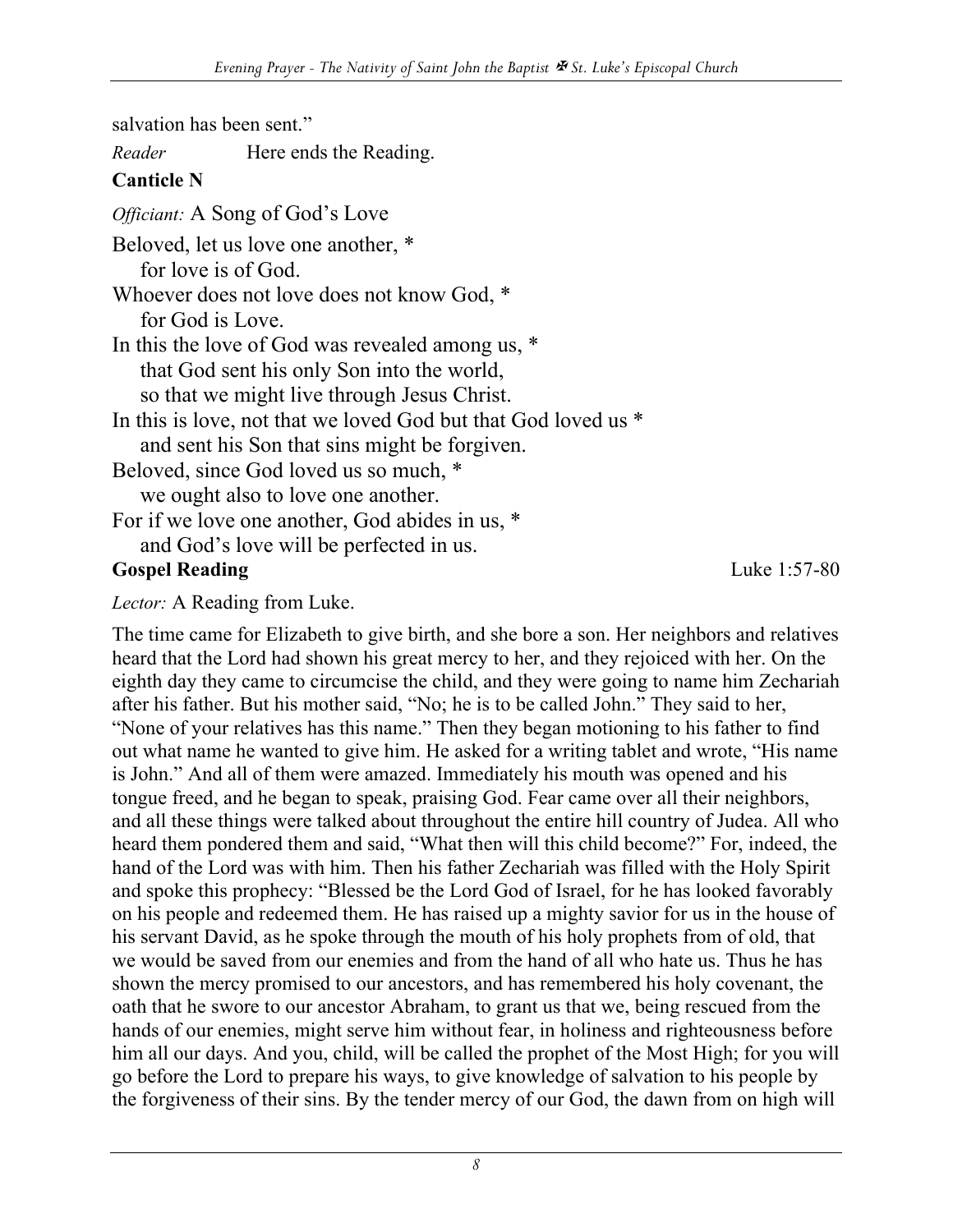salvation has been sent."

*Reader* Here ends the Reading.

**Canticle N**

*Officiant:* A Song of God's Love

Beloved, let us love one another, *
    for love is of God.
Whoever does not love does not know God, *
    for God is Love.
In this the love of God was revealed among us, *
    that God sent his only Son into the world,
    so that we might live through Jesus Christ.
In this is love, not that we loved God but that God loved us *
    and sent his Son that sins might be forgiven.
Beloved, since God loved us so much, *
    we ought also to love one another.
For if we love one another, God abides in us, *
    and God's love will be perfected in us.

**Gospel Reading** Luke 1:57-80

*Lector:* A Reading from Luke.

The time came for Elizabeth to give birth, and she bore a son. Her neighbors and relatives heard that the Lord had shown his great mercy to her, and they rejoiced with her. On the eighth day they came to circumcise the child, and they were going to name him Zechariah after his father. But his mother said, "No; he is to be called John." They said to her, "None of your relatives has this name." Then they began motioning to his father to find out what name he wanted to give him. He asked for a writing tablet and wrote, "His name is John." And all of them were amazed. Immediately his mouth was opened and his tongue freed, and he began to speak, praising God. Fear came over all their neighbors, and all these things were talked about throughout the entire hill country of Judea. All who heard them pondered them and said, "What then will this child become?" For, indeed, the hand of the Lord was with him. Then his father Zechariah was filled with the Holy Spirit and spoke this prophecy: "Blessed be the Lord God of Israel, for he has looked favorably on his people and redeemed them. He has raised up a mighty savior for us in the house of his servant David, as he spoke through the mouth of his holy prophets from of old, that we would be saved from our enemies and from the hand of all who hate us. Thus he has shown the mercy promised to our ancestors, and has remembered his holy covenant, the oath that he swore to our ancestor Abraham, to grant us that we, being rescued from the hands of our enemies, might serve him without fear, in holiness and righteousness before him all our days. And you, child, will be called the prophet of the Most High; for you will go before the Lord to prepare his ways, to give knowledge of salvation to his people by the forgiveness of their sins. By the tender mercy of our God, the dawn from on high will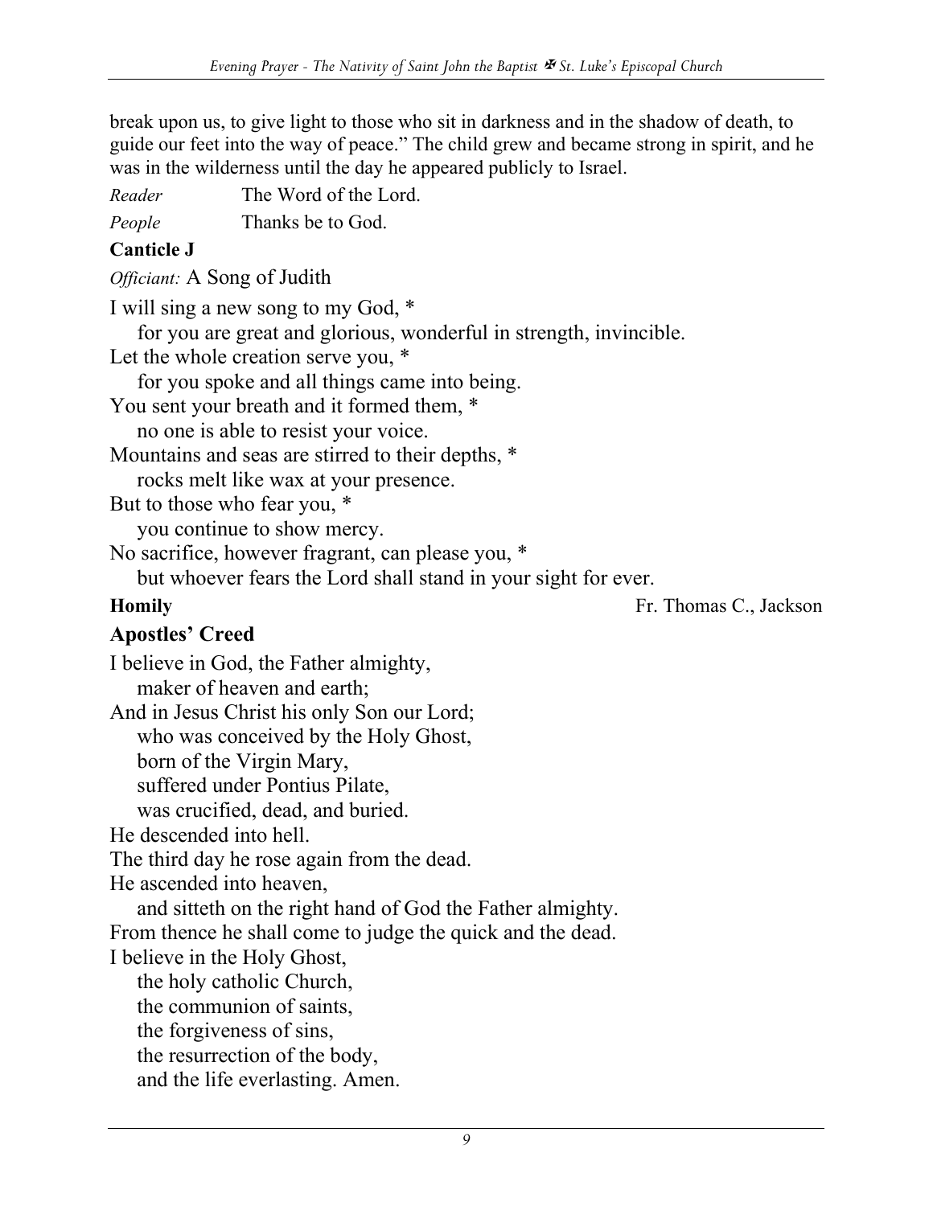break upon us, to give light to those who sit in darkness and in the shadow of death, to guide our feet into the way of peace." The child grew and became strong in spirit, and he was in the wilderness until the day he appeared publicly to Israel.

*Reader* The Word of the Lord.

*People* Thanks be to God.

**Canticle J**

*Officiant:* A Song of Judith

I will sing a new song to my God, *
  for you are great and glorious, wonderful in strength, invincible.
Let the whole creation serve you, *
  for you spoke and all things came into being.
You sent your breath and it formed them, *
  no one is able to resist your voice.
Mountains and seas are stirred to their depths, *
  rocks melt like wax at your presence.
But to those who fear you, *
  you continue to show mercy.
No sacrifice, however fragrant, can please you, *
  but whoever fears the Lord shall stand in your sight for ever.

**Homily** Fr. Thomas C., Jackson

## Apostles' Creed

I believe in God, the Father almighty,
  maker of heaven and earth;
And in Jesus Christ his only Son our Lord;
  who was conceived by the Holy Ghost,
  born of the Virgin Mary,
  suffered under Pontius Pilate,
  was crucified, dead, and buried.
He descended into hell.
The third day he rose again from the dead.
He ascended into heaven,
  and sitteth on the right hand of God the Father almighty.
From thence he shall come to judge the quick and the dead.
I believe in the Holy Ghost,
  the holy catholic Church,
  the communion of saints,
  the forgiveness of sins,
  the resurrection of the body,
  and the life everlasting. Amen.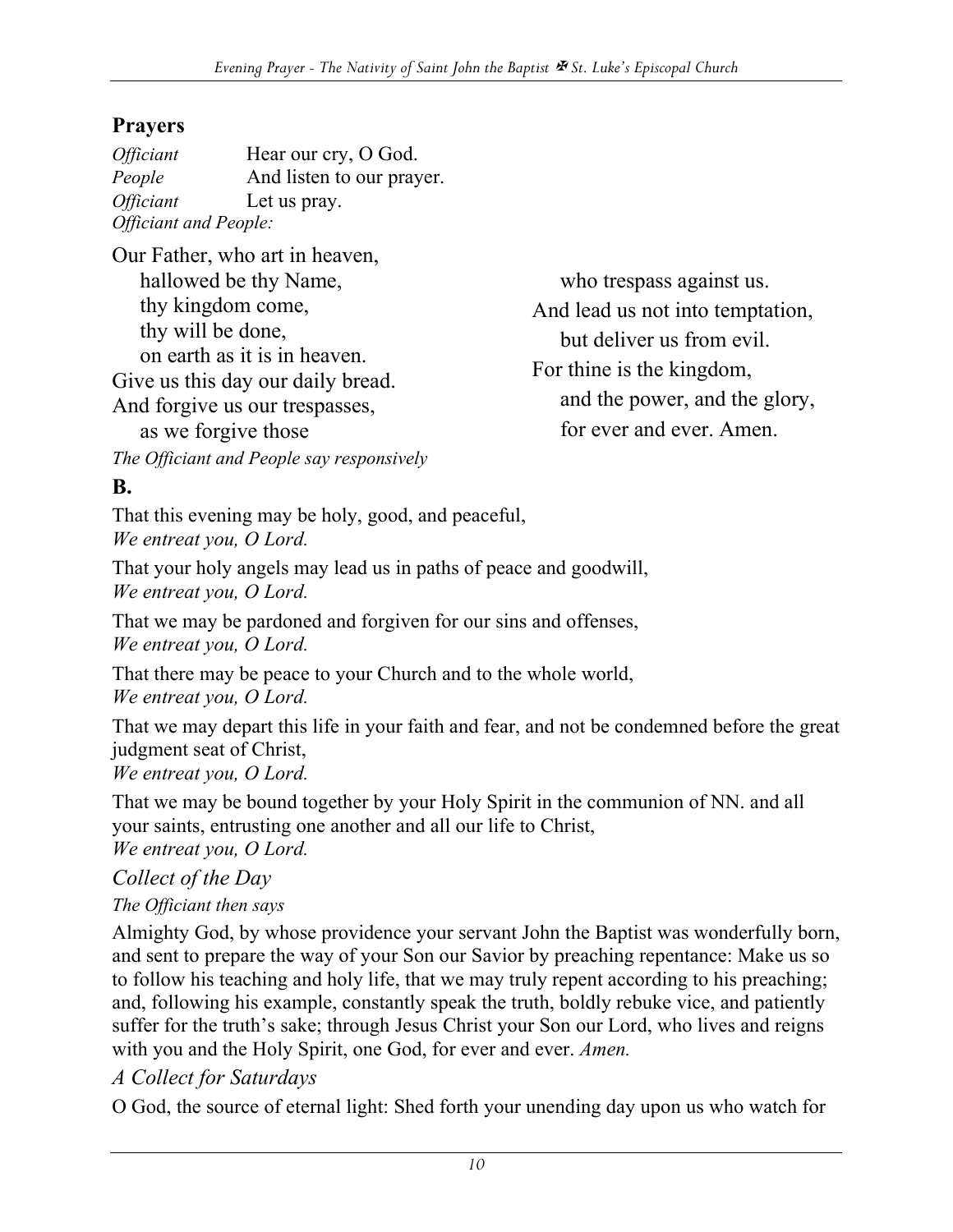## Prayers

*Officiant* Hear our cry, O God.
*People* And listen to our prayer.
*Officiant* Let us pray.
*Officiant and People:*

Our Father, who art in heaven,
hallowed be thy Name,
thy kingdom come,
thy will be done,
on earth as it is in heaven.
Give us this day our daily bread.
And forgive us our trespasses,
as we forgive those
who trespass against us.
And lead us not into temptation,
but deliver us from evil.
For thine is the kingdom,
and the power, and the glory,
for ever and ever. Amen.

*The Officiant and People say responsively*

**B.**

That this evening may be holy, good, and peaceful,
*We entreat you, O Lord.*

That your holy angels may lead us in paths of peace and goodwill,
*We entreat you, O Lord.*

That we may be pardoned and forgiven for our sins and offenses,
*We entreat you, O Lord.*

That there may be peace to your Church and to the whole world,
*We entreat you, O Lord.*

That we may depart this life in your faith and fear, and not be condemned before the great judgment seat of Christ,
*We entreat you, O Lord.*

That we may be bound together by your Holy Spirit in the communion of NN. and all your saints, entrusting one another and all our life to Christ,
*We entreat you, O Lord.*

*Collect of the Day*

*The Officiant then says*

Almighty God, by whose providence your servant John the Baptist was wonderfully born, and sent to prepare the way of your Son our Savior by preaching repentance: Make us so to follow his teaching and holy life, that we may truly repent according to his preaching; and, following his example, constantly speak the truth, boldly rebuke vice, and patiently suffer for the truth's sake; through Jesus Christ your Son our Lord, who lives and reigns with you and the Holy Spirit, one God, for ever and ever. *Amen.*

*A Collect for Saturdays*

O God, the source of eternal light: Shed forth your unending day upon us who watch for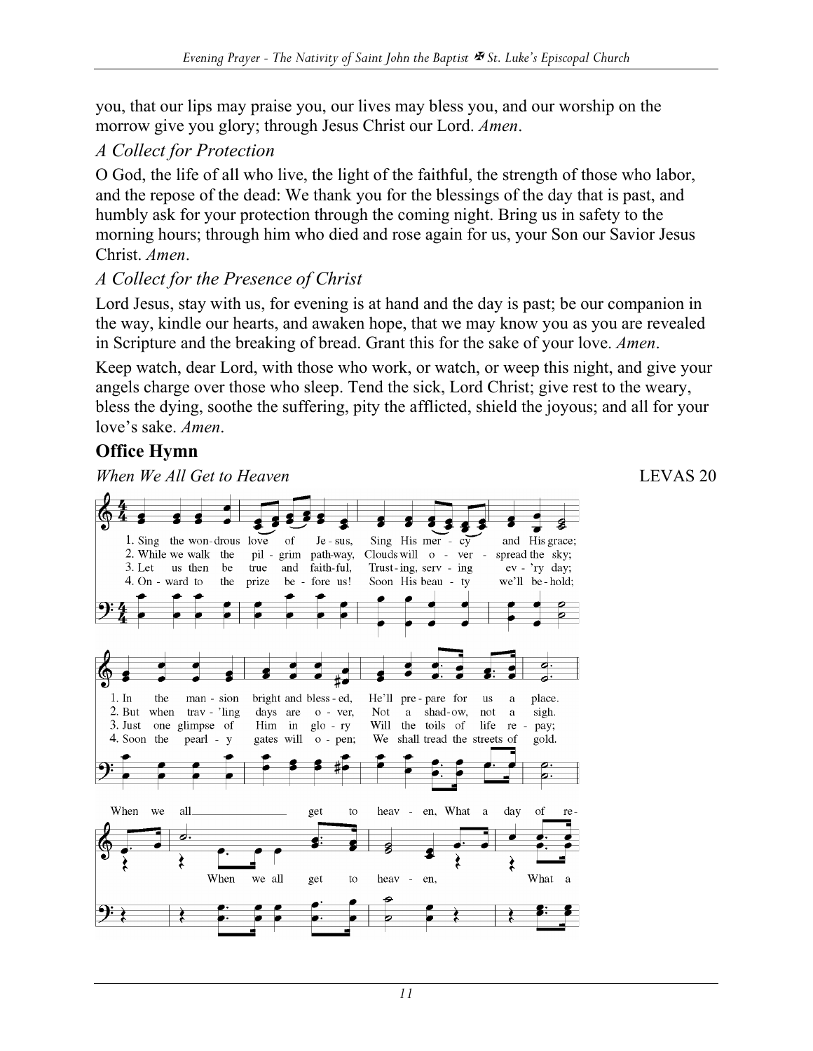you, that our lips may praise you, our lives may bless you, and our worship on the morrow give you glory; through Jesus Christ our Lord. *Amen*.

### *A Collect for Protection*

O God, the life of all who live, the light of the faithful, the strength of those who labor, and the repose of the dead: We thank you for the blessings of the day that is past, and humbly ask for your protection through the coming night. Bring us in safety to the morning hours; through him who died and rose again for us, your Son our Savior Jesus Christ. *Amen*.

### *A Collect for the Presence of Christ*

Lord Jesus, stay with us, for evening is at hand and the day is past; be our companion in the way, kindle our hearts, and awaken hope, that we may know you as you are revealed in Scripture and the breaking of bread. Grant this for the sake of your love. *Amen*.

Keep watch, dear Lord, with those who work, or watch, or weep this night, and give your angels charge over those who sleep. Tend the sick, Lord Christ; give rest to the weary, bless the dying, soothe the suffering, pity the afflicted, shield the joyous; and all for your love's sake. *Amen*.

## Office Hymn

*When We All Get to Heaven* LEVAS 20

1. Sing the wondrous love of Jesus, Sing His mercy and His grace;
In the mansion bright and blessed, He'll prepare for us a place.

2. While we walk the pilgrim pathway, Clouds will overspread the sky;
But when trav'ling days are over, Not a shadow, not a sigh.

3. Let us then be true and faithful, Trusting, serving every day;
Just one glimpse of Him in glory Will the toils of life repay;

4. Onward to the prize before us! Soon His beauty we'll behold;
Soon the pearly gates will open; We shall tread the streets of gold.

When we all get to heaven, (When we all get to heaven,) What a day of re- (What a)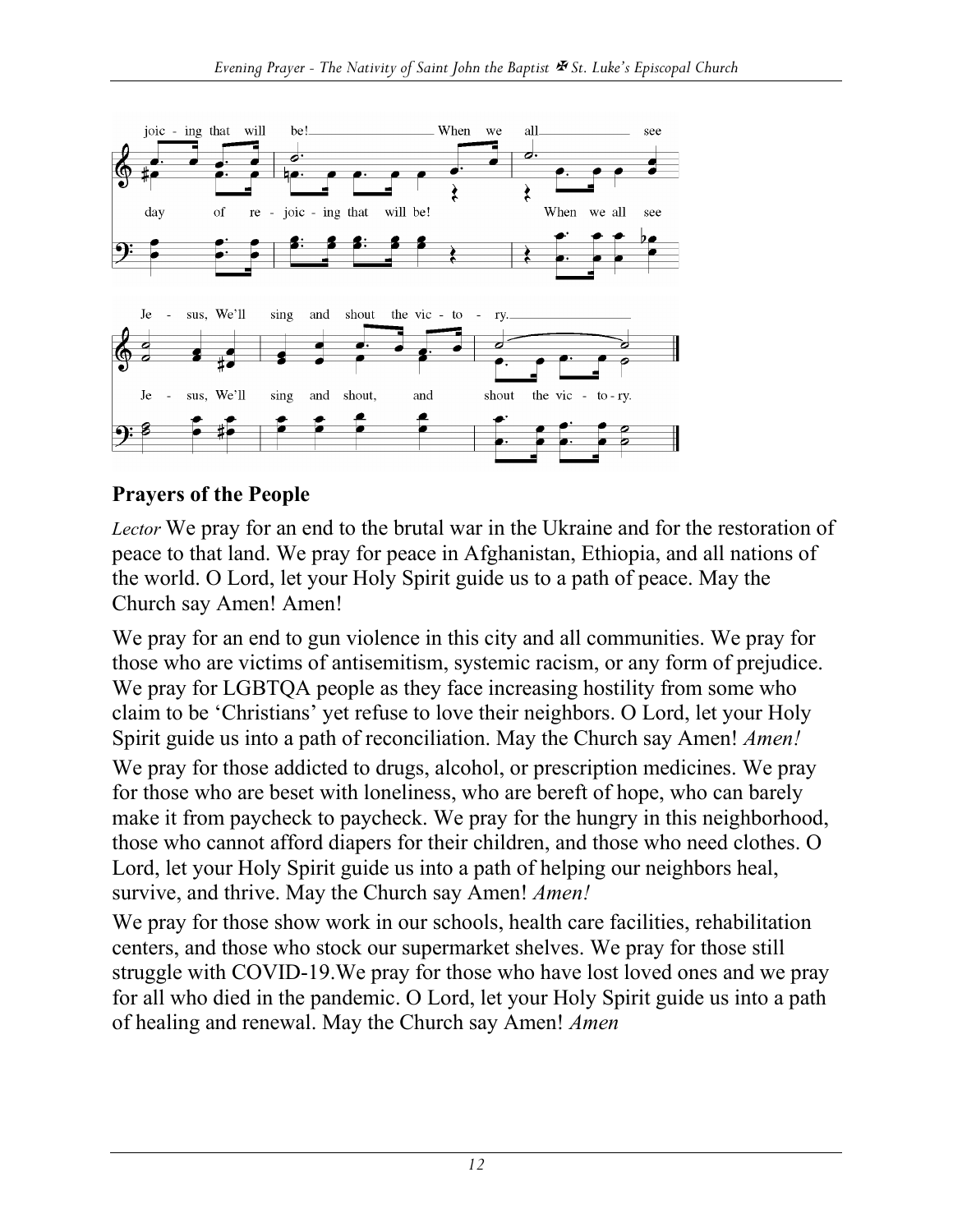## Prayers of the People

*Lector* We pray for an end to the brutal war in the Ukraine and for the restoration of peace to that land. We pray for peace in Afghanistan, Ethiopia, and all nations of the world. O Lord, let your Holy Spirit guide us to a path of peace. May the Church say Amen! Amen!

We pray for an end to gun violence in this city and all communities. We pray for those who are victims of antisemitism, systemic racism, or any form of prejudice. We pray for LGBTQA people as they face increasing hostility from some who claim to be 'Christians' yet refuse to love their neighbors. O Lord, let your Holy Spirit guide us into a path of reconciliation. May the Church say Amen! *Amen!*

We pray for those addicted to drugs, alcohol, or prescription medicines. We pray for those who are beset with loneliness, who are bereft of hope, who can barely make it from paycheck to paycheck. We pray for the hungry in this neighborhood, those who cannot afford diapers for their children, and those who need clothes. O Lord, let your Holy Spirit guide us into a path of helping our neighbors heal, survive, and thrive. May the Church say Amen! *Amen!*

We pray for those show work in our schools, health care facilities, rehabilitation centers, and those who stock our supermarket shelves. We pray for those still struggle with COVID-19.We pray for those who have lost loved ones and we pray for all who died in the pandemic. O Lord, let your Holy Spirit guide us into a path of healing and renewal. May the Church say Amen! *Amen*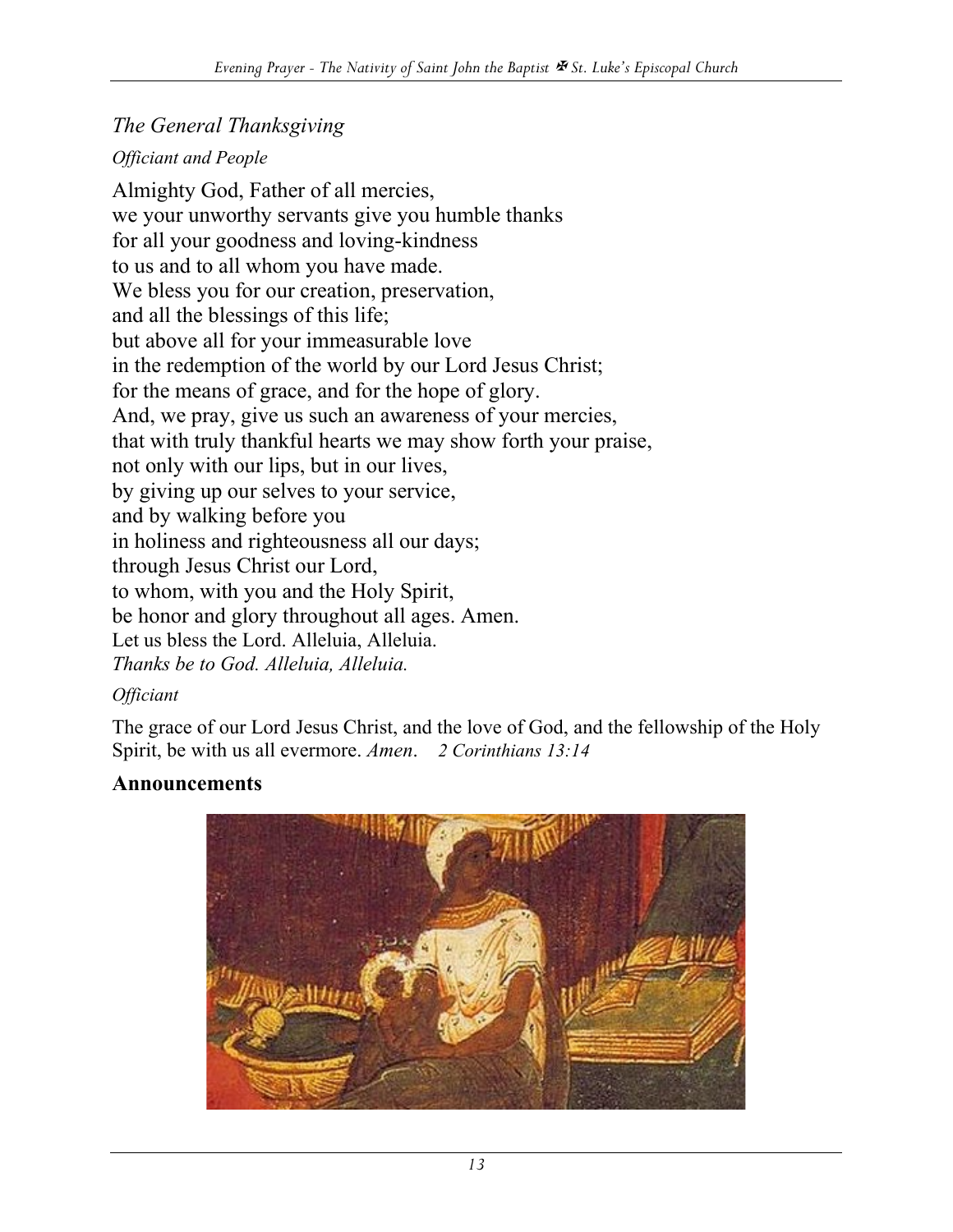*The General Thanksgiving*

*Officiant and People*

Almighty God, Father of all mercies,
we your unworthy servants give you humble thanks
for all your goodness and loving-kindness
to us and to all whom you have made.
We bless you for our creation, preservation,
and all the blessings of this life;
but above all for your immeasurable love
in the redemption of the world by our Lord Jesus Christ;
for the means of grace, and for the hope of glory.
And, we pray, give us such an awareness of your mercies,
that with truly thankful hearts we may show forth your praise,
not only with our lips, but in our lives,
by giving up our selves to your service,
and by walking before you
in holiness and righteousness all our days;
through Jesus Christ our Lord,
to whom, with you and the Holy Spirit,
be honor and glory throughout all ages. Amen.
Let us bless the Lord. Alleluia, Alleluia.
*Thanks be to God. Alleluia, Alleluia.*

*Officiant*

The grace of our Lord Jesus Christ, and the love of God, and the fellowship of the Holy Spirit, be with us all evermore. *Amen*. *2 Corinthians 13:14*

## Announcements